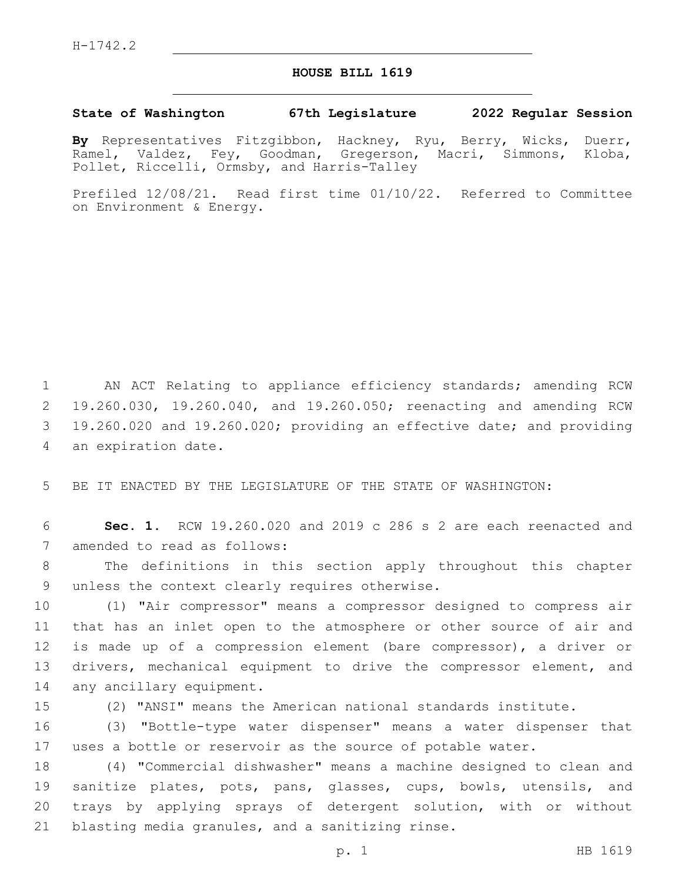H-1742.2

# HOUSE BILL 1619

**State of Washington 67th Legislature 2022 Regular Session**

**By** Representatives Fitzgibbon, Hackney, Ryu, Berry, Wicks, Duerr, Ramel, Valdez, Fey, Goodman, Gregerson, Macri, Simmons, Kloba, Pollet, Riccelli, Ormsby, and Harris-Talley

Prefiled 12/08/21. Read first time 01/10/22. Referred to Committee on Environment & Energy.

AN ACT Relating to appliance efficiency standards; amending RCW 19.260.030, 19.260.040, and 19.260.050; reenacting and amending RCW 19.260.020 and 19.260.020; providing an effective date; and providing an expiration date.

BE IT ENACTED BY THE LEGISLATURE OF THE STATE OF WASHINGTON:

**Sec. 1.** RCW 19.260.020 and 2019 c 286 s 2 are each reenacted and amended to read as follows:

The definitions in this section apply throughout this chapter unless the context clearly requires otherwise.

(1) "Air compressor" means a compressor designed to compress air that has an inlet open to the atmosphere or other source of air and is made up of a compression element (bare compressor), a driver or drivers, mechanical equipment to drive the compressor element, and any ancillary equipment.

(2) "ANSI" means the American national standards institute.

(3) "Bottle-type water dispenser" means a water dispenser that uses a bottle or reservoir as the source of potable water.

(4) "Commercial dishwasher" means a machine designed to clean and sanitize plates, pots, pans, glasses, cups, bowls, utensils, and trays by applying sprays of detergent solution, with or without blasting media granules, and a sanitizing rinse.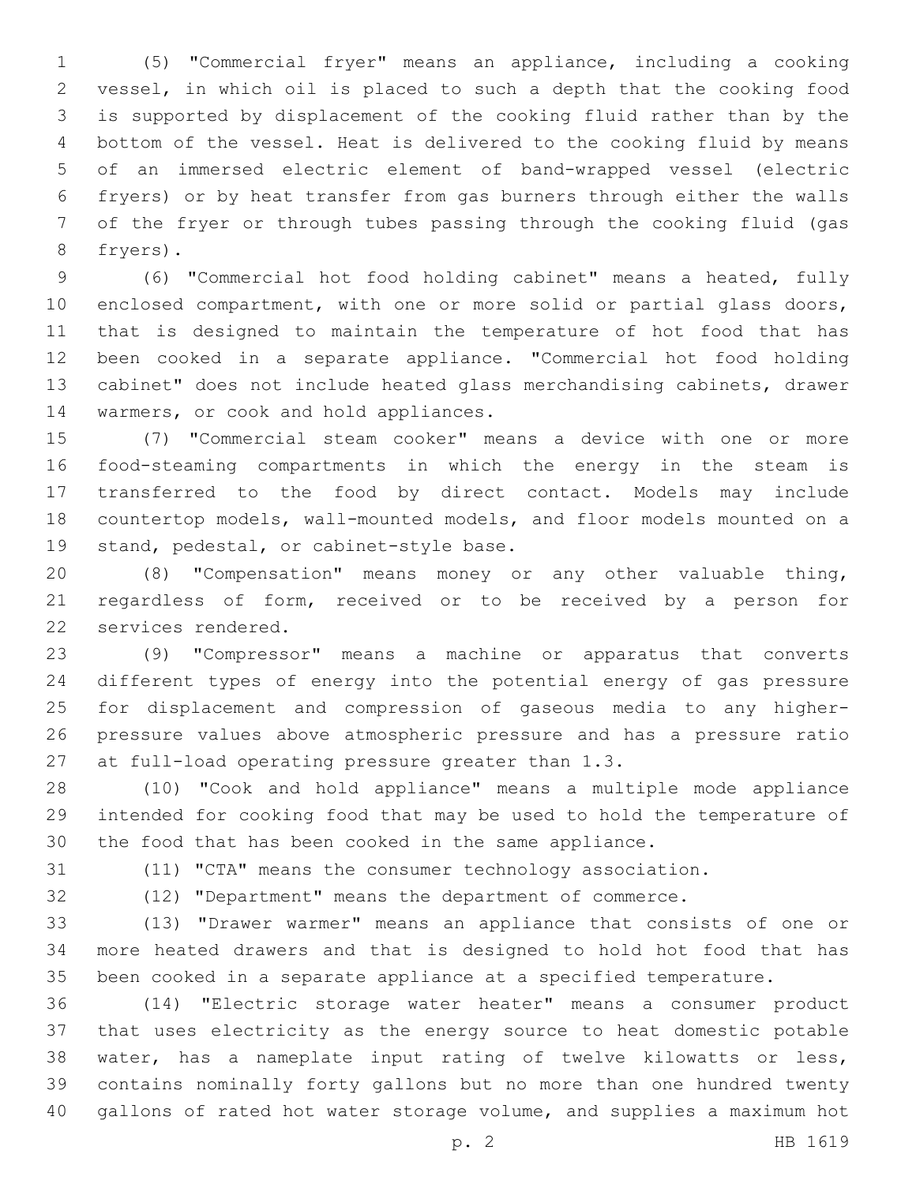(5) "Commercial fryer" means an appliance, including a cooking vessel, in which oil is placed to such a depth that the cooking food is supported by displacement of the cooking fluid rather than by the bottom of the vessel. Heat is delivered to the cooking fluid by means of an immersed electric element of band-wrapped vessel (electric fryers) or by heat transfer from gas burners through either the walls of the fryer or through tubes passing through the cooking fluid (gas fryers).

(6) "Commercial hot food holding cabinet" means a heated, fully enclosed compartment, with one or more solid or partial glass doors, that is designed to maintain the temperature of hot food that has been cooked in a separate appliance. "Commercial hot food holding cabinet" does not include heated glass merchandising cabinets, drawer warmers, or cook and hold appliances.

(7) "Commercial steam cooker" means a device with one or more food-steaming compartments in which the energy in the steam is transferred to the food by direct contact. Models may include countertop models, wall-mounted models, and floor models mounted on a stand, pedestal, or cabinet-style base.

(8) "Compensation" means money or any other valuable thing, regardless of form, received or to be received by a person for services rendered.

(9) "Compressor" means a machine or apparatus that converts different types of energy into the potential energy of gas pressure for displacement and compression of gaseous media to any higher-pressure values above atmospheric pressure and has a pressure ratio at full-load operating pressure greater than 1.3.

(10) "Cook and hold appliance" means a multiple mode appliance intended for cooking food that may be used to hold the temperature of the food that has been cooked in the same appliance.

(11) "CTA" means the consumer technology association.

(12) "Department" means the department of commerce.

(13) "Drawer warmer" means an appliance that consists of one or more heated drawers and that is designed to hold hot food that has been cooked in a separate appliance at a specified temperature.

(14) "Electric storage water heater" means a consumer product that uses electricity as the energy source to heat domestic potable water, has a nameplate input rating of twelve kilowatts or less, contains nominally forty gallons but no more than one hundred twenty gallons of rated hot water storage volume, and supplies a maximum hot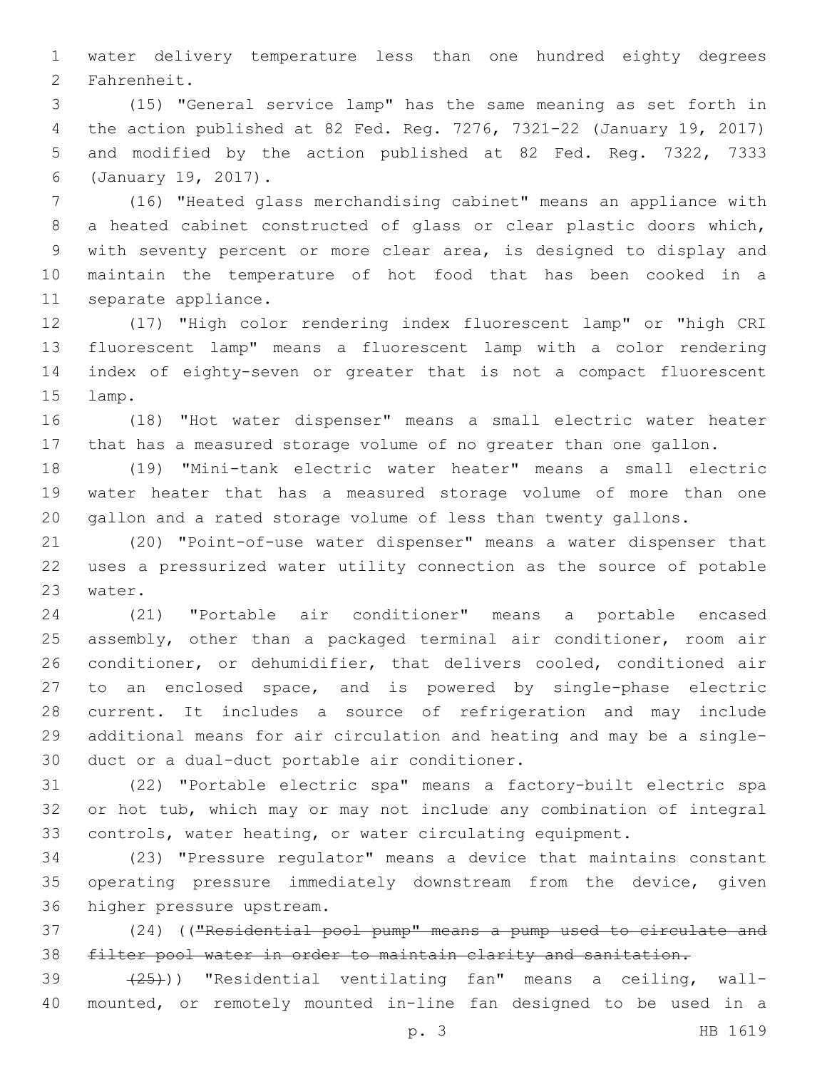water delivery temperature less than one hundred eighty degrees Fahrenheit.

(15) "General service lamp" has the same meaning as set forth in the action published at 82 Fed. Reg. 7276, 7321-22 (January 19, 2017) and modified by the action published at 82 Fed. Reg. 7322, 7333 (January 19, 2017).

(16) "Heated glass merchandising cabinet" means an appliance with a heated cabinet constructed of glass or clear plastic doors which, with seventy percent or more clear area, is designed to display and maintain the temperature of hot food that has been cooked in a separate appliance.

(17) "High color rendering index fluorescent lamp" or "high CRI fluorescent lamp" means a fluorescent lamp with a color rendering index of eighty-seven or greater that is not a compact fluorescent lamp.

(18) "Hot water dispenser" means a small electric water heater that has a measured storage volume of no greater than one gallon.

(19) "Mini-tank electric water heater" means a small electric water heater that has a measured storage volume of more than one gallon and a rated storage volume of less than twenty gallons.

(20) "Point-of-use water dispenser" means a water dispenser that uses a pressurized water utility connection as the source of potable water.

(21) "Portable air conditioner" means a portable encased assembly, other than a packaged terminal air conditioner, room air conditioner, or dehumidifier, that delivers cooled, conditioned air to an enclosed space, and is powered by single-phase electric current. It includes a source of refrigeration and may include additional means for air circulation and heating and may be a single-duct or a dual-duct portable air conditioner.

(22) "Portable electric spa" means a factory-built electric spa or hot tub, which may or may not include any combination of integral controls, water heating, or water circulating equipment.

(23) "Pressure regulator" means a device that maintains constant operating pressure immediately downstream from the device, given higher pressure upstream.

(24) ((~~"Residential pool pump" means a pump used to circulate and filter pool water in order to maintain clarity and sanitation.~~

~~(25)~~)) "Residential ventilating fan" means a ceiling, wall-mounted, or remotely mounted in-line fan designed to be used in a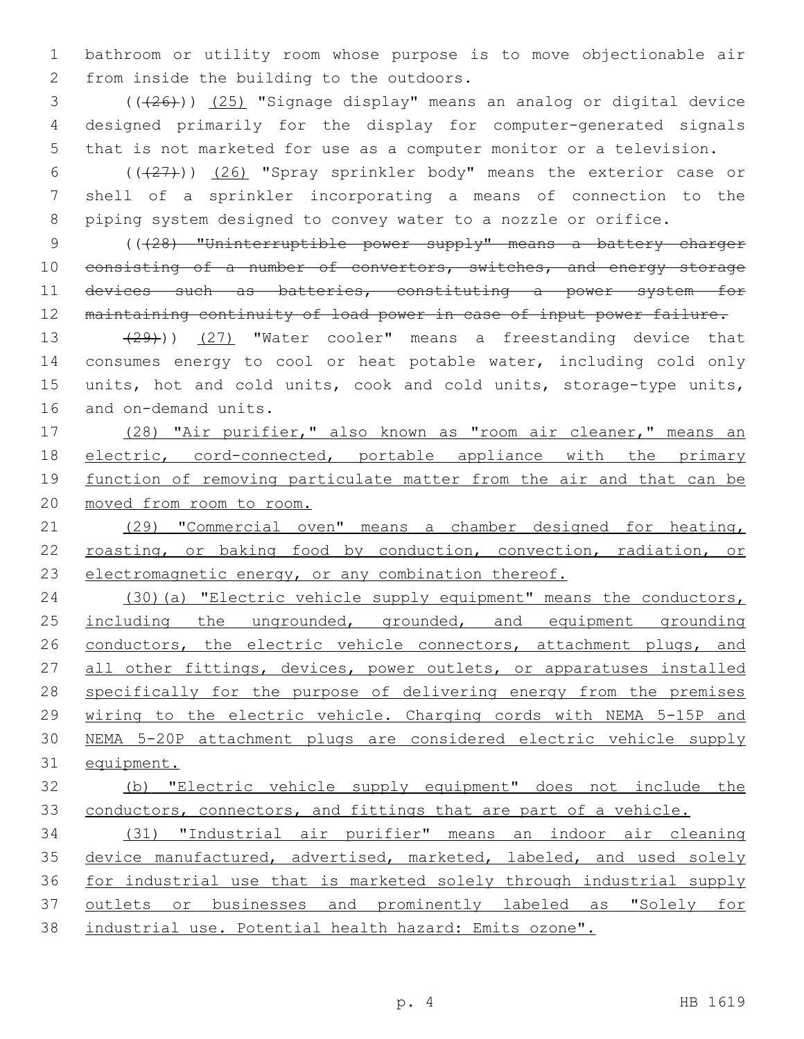bathroom or utility room whose purpose is to move objectionable air from inside the building to the outdoors.

((~~(26)~~)) (25) "Signage display" means an analog or digital device designed primarily for the display for computer-generated signals that is not marketed for use as a computer monitor or a television.

((~~(27)~~)) (26) "Spray sprinkler body" means the exterior case or shell of a sprinkler incorporating a means of connection to the piping system designed to convey water to a nozzle or orifice.

((~~(28) "Uninterruptible power supply" means a battery charger consisting of a number of convertors, switches, and energy storage devices such as batteries, constituting a power system for maintaining continuity of load power in case of input power failure.~~

~~(29)~~)) (27) "Water cooler" means a freestanding device that consumes energy to cool or heat potable water, including cold only units, hot and cold units, cook and cold units, storage-type units, and on-demand units.

(28) "Air purifier," also known as "room air cleaner," means an electric, cord-connected, portable appliance with the primary function of removing particulate matter from the air and that can be moved from room to room.

(29) "Commercial oven" means a chamber designed for heating, roasting, or baking food by conduction, convection, radiation, or electromagnetic energy, or any combination thereof.

(30)(a) "Electric vehicle supply equipment" means the conductors, including the ungrounded, grounded, and equipment grounding conductors, the electric vehicle connectors, attachment plugs, and all other fittings, devices, power outlets, or apparatuses installed specifically for the purpose of delivering energy from the premises wiring to the electric vehicle. Charging cords with NEMA 5-15P and NEMA 5-20P attachment plugs are considered electric vehicle supply equipment.

(b) "Electric vehicle supply equipment" does not include the conductors, connectors, and fittings that are part of a vehicle.

(31) "Industrial air purifier" means an indoor air cleaning device manufactured, advertised, marketed, labeled, and used solely for industrial use that is marketed solely through industrial supply outlets or businesses and prominently labeled as "Solely for industrial use. Potential health hazard: Emits ozone".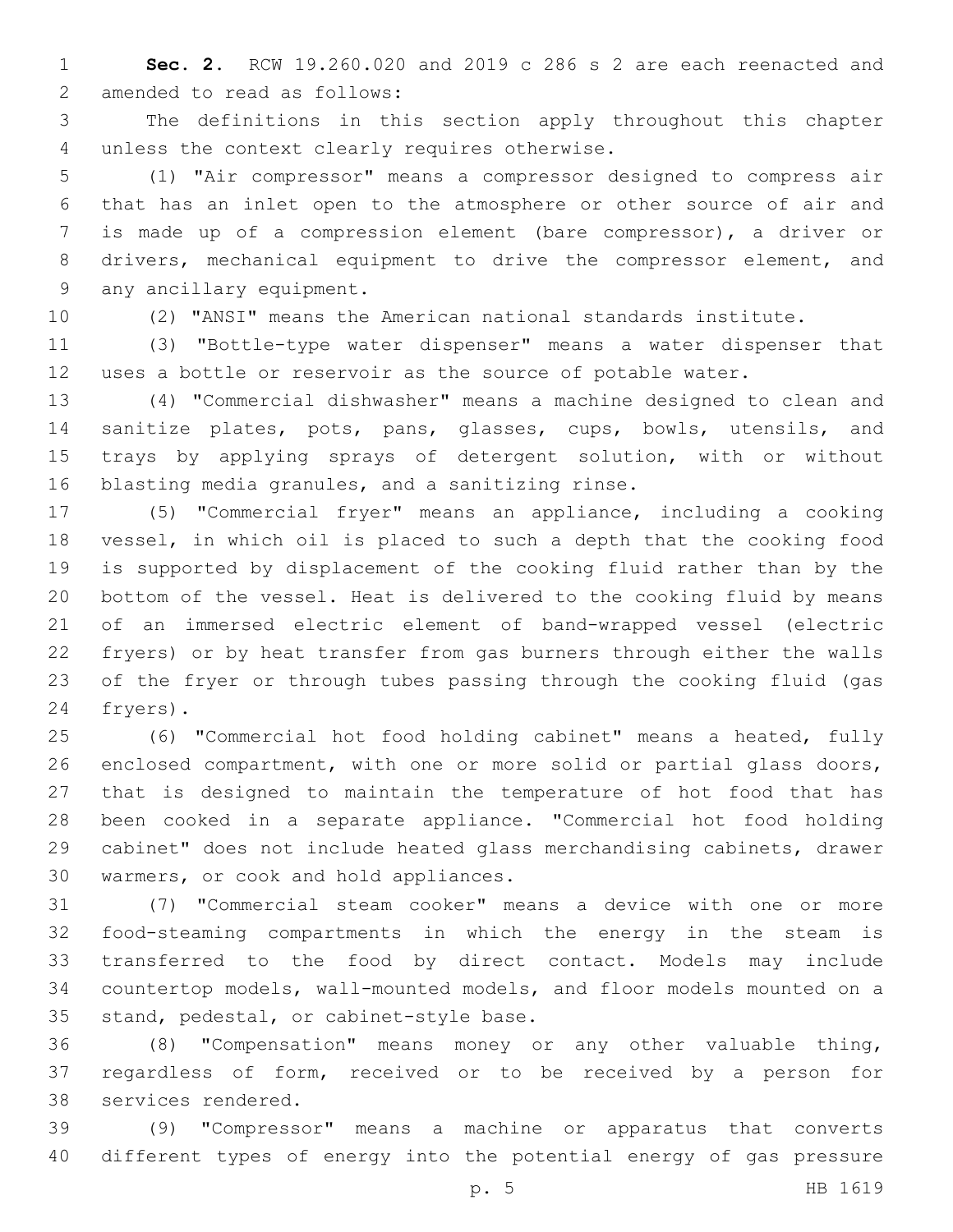**Sec. 2.** RCW 19.260.020 and 2019 c 286 s 2 are each reenacted and amended to read as follows:

The definitions in this section apply throughout this chapter unless the context clearly requires otherwise.

(1) "Air compressor" means a compressor designed to compress air that has an inlet open to the atmosphere or other source of air and is made up of a compression element (bare compressor), a driver or drivers, mechanical equipment to drive the compressor element, and any ancillary equipment.

(2) "ANSI" means the American national standards institute.

(3) "Bottle-type water dispenser" means a water dispenser that uses a bottle or reservoir as the source of potable water.

(4) "Commercial dishwasher" means a machine designed to clean and sanitize plates, pots, pans, glasses, cups, bowls, utensils, and trays by applying sprays of detergent solution, with or without blasting media granules, and a sanitizing rinse.

(5) "Commercial fryer" means an appliance, including a cooking vessel, in which oil is placed to such a depth that the cooking food is supported by displacement of the cooking fluid rather than by the bottom of the vessel. Heat is delivered to the cooking fluid by means of an immersed electric element of band-wrapped vessel (electric fryers) or by heat transfer from gas burners through either the walls of the fryer or through tubes passing through the cooking fluid (gas fryers).

(6) "Commercial hot food holding cabinet" means a heated, fully enclosed compartment, with one or more solid or partial glass doors, that is designed to maintain the temperature of hot food that has been cooked in a separate appliance. "Commercial hot food holding cabinet" does not include heated glass merchandising cabinets, drawer warmers, or cook and hold appliances.

(7) "Commercial steam cooker" means a device with one or more food-steaming compartments in which the energy in the steam is transferred to the food by direct contact. Models may include countertop models, wall-mounted models, and floor models mounted on a stand, pedestal, or cabinet-style base.

(8) "Compensation" means money or any other valuable thing, regardless of form, received or to be received by a person for services rendered.

(9) "Compressor" means a machine or apparatus that converts different types of energy into the potential energy of gas pressure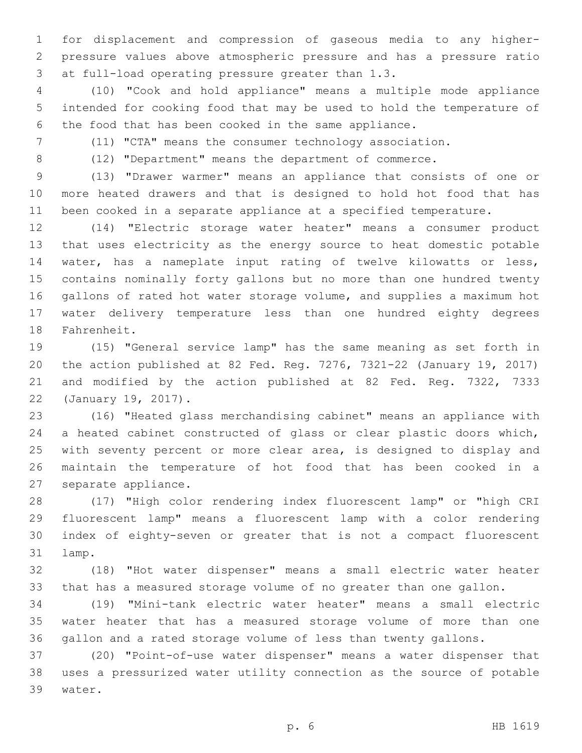for displacement and compression of gaseous media to any higher-pressure values above atmospheric pressure and has a pressure ratio at full-load operating pressure greater than 1.3.

(10) "Cook and hold appliance" means a multiple mode appliance intended for cooking food that may be used to hold the temperature of the food that has been cooked in the same appliance.

(11) "CTA" means the consumer technology association.

(12) "Department" means the department of commerce.

(13) "Drawer warmer" means an appliance that consists of one or more heated drawers and that is designed to hold hot food that has been cooked in a separate appliance at a specified temperature.

(14) "Electric storage water heater" means a consumer product that uses electricity as the energy source to heat domestic potable water, has a nameplate input rating of twelve kilowatts or less, contains nominally forty gallons but no more than one hundred twenty gallons of rated hot water storage volume, and supplies a maximum hot water delivery temperature less than one hundred eighty degrees Fahrenheit.

(15) "General service lamp" has the same meaning as set forth in the action published at 82 Fed. Reg. 7276, 7321-22 (January 19, 2017) and modified by the action published at 82 Fed. Reg. 7322, 7333 (January 19, 2017).

(16) "Heated glass merchandising cabinet" means an appliance with a heated cabinet constructed of glass or clear plastic doors which, with seventy percent or more clear area, is designed to display and maintain the temperature of hot food that has been cooked in a separate appliance.

(17) "High color rendering index fluorescent lamp" or "high CRI fluorescent lamp" means a fluorescent lamp with a color rendering index of eighty-seven or greater that is not a compact fluorescent lamp.

(18) "Hot water dispenser" means a small electric water heater that has a measured storage volume of no greater than one gallon.

(19) "Mini-tank electric water heater" means a small electric water heater that has a measured storage volume of more than one gallon and a rated storage volume of less than twenty gallons.

(20) "Point-of-use water dispenser" means a water dispenser that uses a pressurized water utility connection as the source of potable water.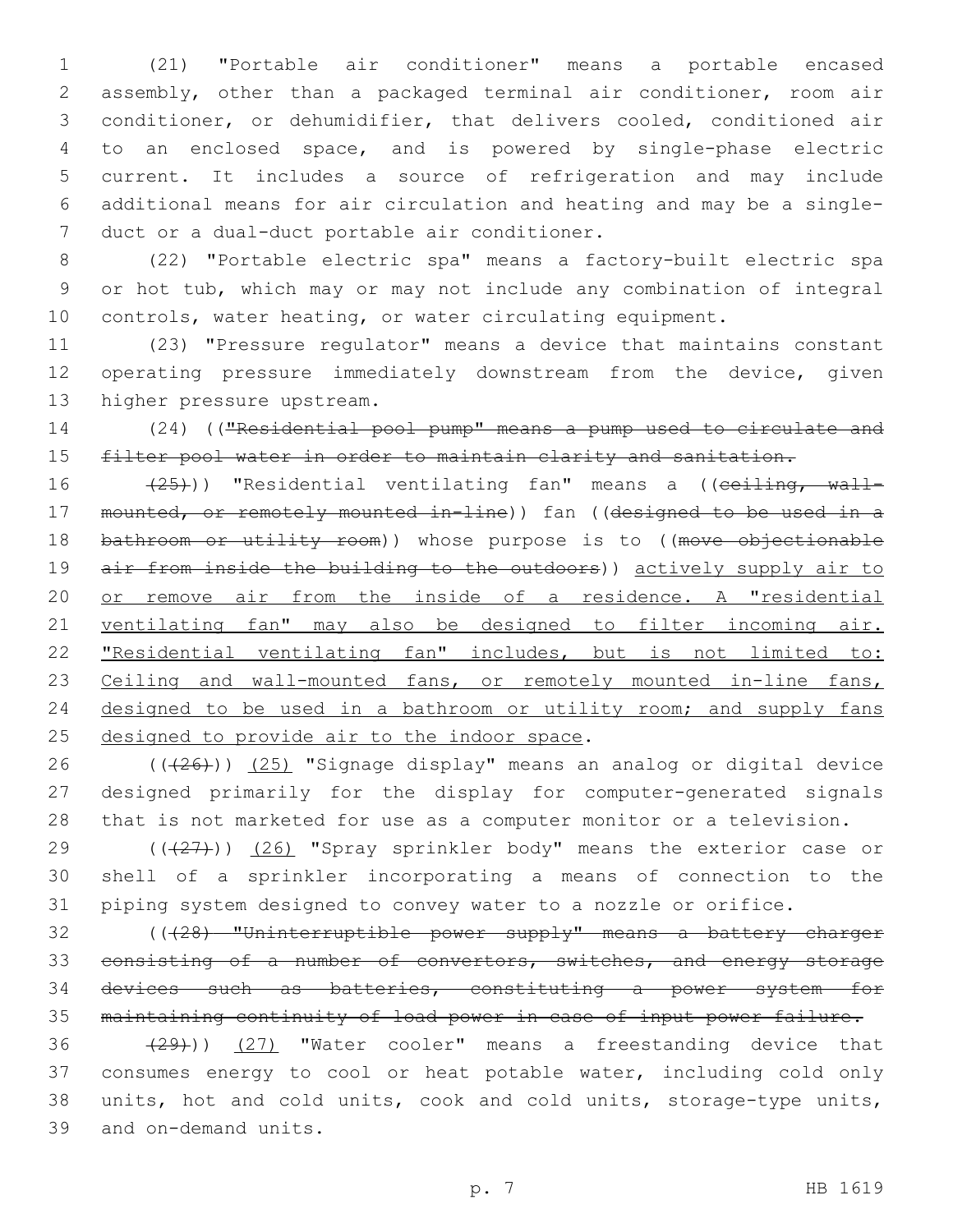(21) "Portable air conditioner" means a portable encased assembly, other than a packaged terminal air conditioner, room air conditioner, or dehumidifier, that delivers cooled, conditioned air to an enclosed space, and is powered by single-phase electric current. It includes a source of refrigeration and may include additional means for air circulation and heating and may be a single-duct or a dual-duct portable air conditioner.

(22) "Portable electric spa" means a factory-built electric spa or hot tub, which may or may not include any combination of integral controls, water heating, or water circulating equipment.

(23) "Pressure regulator" means a device that maintains constant operating pressure immediately downstream from the device, given higher pressure upstream.

(24) ((~~"Residential pool pump" means a pump used to circulate and filter pool water in order to maintain clarity and sanitation.~~

~~(25)~~)) "Residential ventilating fan" means a ((~~ceiling, wall-mounted, or remotely mounted in-line~~)) fan ((~~designed to be used in a bathroom or utility room~~)) whose purpose is to ((~~move objectionable air from inside the building to the outdoors~~)) <u>actively supply air to or remove air from the inside of a residence. A "residential ventilating fan" may also be designed to filter incoming air. "Residential ventilating fan" includes, but is not limited to: Ceiling and wall-mounted fans, or remotely mounted in-line fans, designed to be used in a bathroom or utility room; and supply fans designed to provide air to the indoor space</u>.

((~~(26)~~)) <u>(25)</u> "Signage display" means an analog or digital device designed primarily for the display for computer-generated signals that is not marketed for use as a computer monitor or a television.

((~~(27)~~)) <u>(26)</u> "Spray sprinkler body" means the exterior case or shell of a sprinkler incorporating a means of connection to the piping system designed to convey water to a nozzle or orifice.

((~~(28) "Uninterruptible power supply" means a battery charger consisting of a number of convertors, switches, and energy storage devices such as batteries, constituting a power system for maintaining continuity of load power in case of input power failure.~~

~~(29)~~)) <u>(27)</u> "Water cooler" means a freestanding device that consumes energy to cool or heat potable water, including cold only units, hot and cold units, cook and cold units, storage-type units, and on-demand units.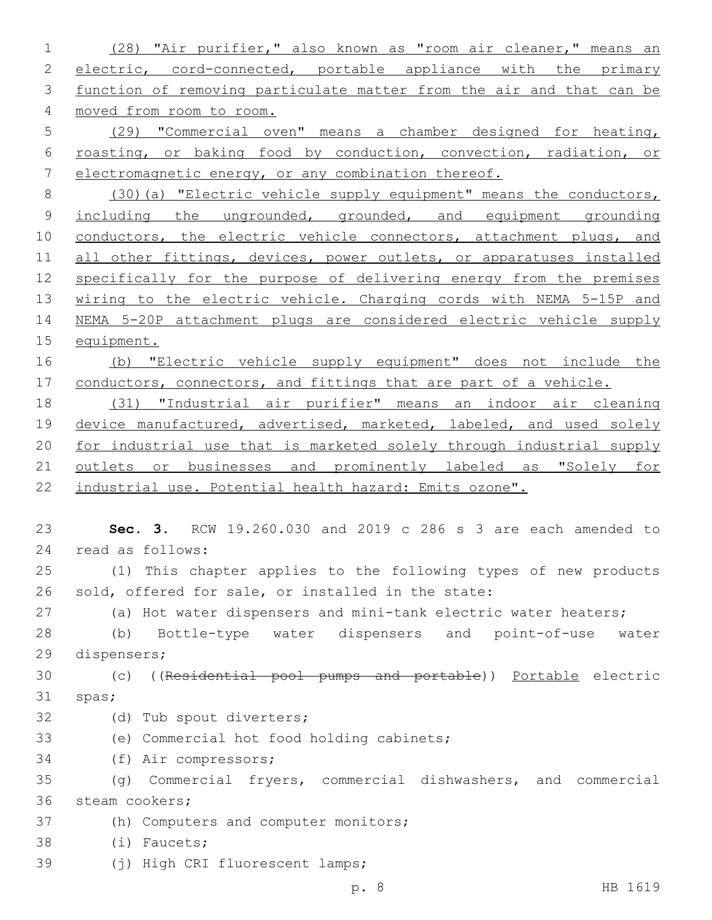(28) "Air purifier," also known as "room air cleaner," means an electric, cord-connected, portable appliance with the primary function of removing particulate matter from the air and that can be moved from room to room.

(29) "Commercial oven" means a chamber designed for heating, roasting, or baking food by conduction, convection, radiation, or electromagnetic energy, or any combination thereof.

(30)(a) "Electric vehicle supply equipment" means the conductors, including the ungrounded, grounded, and equipment grounding conductors, the electric vehicle connectors, attachment plugs, and all other fittings, devices, power outlets, or apparatuses installed specifically for the purpose of delivering energy from the premises wiring to the electric vehicle. Charging cords with NEMA 5-15P and NEMA 5-20P attachment plugs are considered electric vehicle supply equipment.

(b) "Electric vehicle supply equipment" does not include the conductors, connectors, and fittings that are part of a vehicle.

(31) "Industrial air purifier" means an indoor air cleaning device manufactured, advertised, marketed, labeled, and used solely for industrial use that is marketed solely through industrial supply outlets or businesses and prominently labeled as "Solely for industrial use. Potential health hazard: Emits ozone".

**Sec. 3.** RCW 19.260.030 and 2019 c 286 s 3 are each amended to read as follows:

(1) This chapter applies to the following types of new products sold, offered for sale, or installed in the state:

(a) Hot water dispensers and mini-tank electric water heaters;

(b) Bottle-type water dispensers and point-of-use water dispensers;

(c) ((~~Residential pool pumps and portable~~)) Portable electric spas;

(d) Tub spout diverters;

(e) Commercial hot food holding cabinets;

(f) Air compressors;

(g) Commercial fryers, commercial dishwashers, and commercial steam cookers;

(h) Computers and computer monitors;

(i) Faucets;

(j) High CRI fluorescent lamps;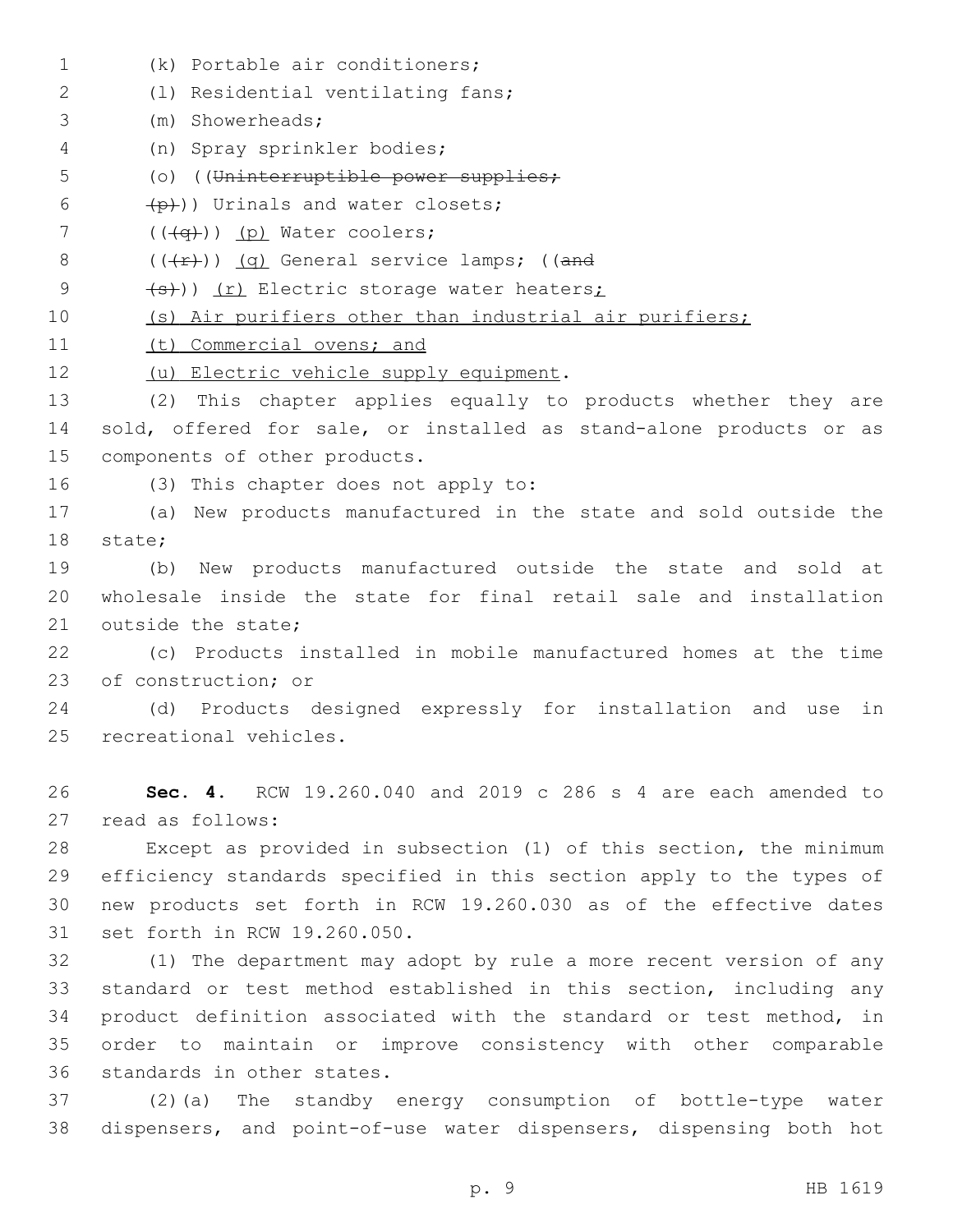(k) Portable air conditioners;

(l) Residential ventilating fans;

(m) Showerheads;

(n) Spray sprinkler bodies;

(o) ((~~Uninterruptible power supplies;~~

~~(p)~~)) Urinals and water closets;

((~~(q)~~)) <u>(p)</u> Water coolers;

((~~(r)~~)) <u>(q)</u> General service lamps; ((~~and~~

~~(s)~~)) <u>(r)</u> Electric storage water heaters<u>;</u>

<u>(s) Air purifiers other than industrial air purifiers;</u>

<u>(t) Commercial ovens; and</u>

<u>(u) Electric vehicle supply equipment</u>.

(2) This chapter applies equally to products whether they are sold, offered for sale, or installed as stand-alone products or as components of other products.

(3) This chapter does not apply to:

(a) New products manufactured in the state and sold outside the state;

(b) New products manufactured outside the state and sold at wholesale inside the state for final retail sale and installation outside the state;

(c) Products installed in mobile manufactured homes at the time of construction; or

(d) Products designed expressly for installation and use in recreational vehicles.

**Sec. 4.** RCW 19.260.040 and 2019 c 286 s 4 are each amended to read as follows:

Except as provided in subsection (1) of this section, the minimum efficiency standards specified in this section apply to the types of new products set forth in RCW 19.260.030 as of the effective dates set forth in RCW 19.260.050.

(1) The department may adopt by rule a more recent version of any standard or test method established in this section, including any product definition associated with the standard or test method, in order to maintain or improve consistency with other comparable standards in other states.

(2)(a) The standby energy consumption of bottle-type water dispensers, and point-of-use water dispensers, dispensing both hot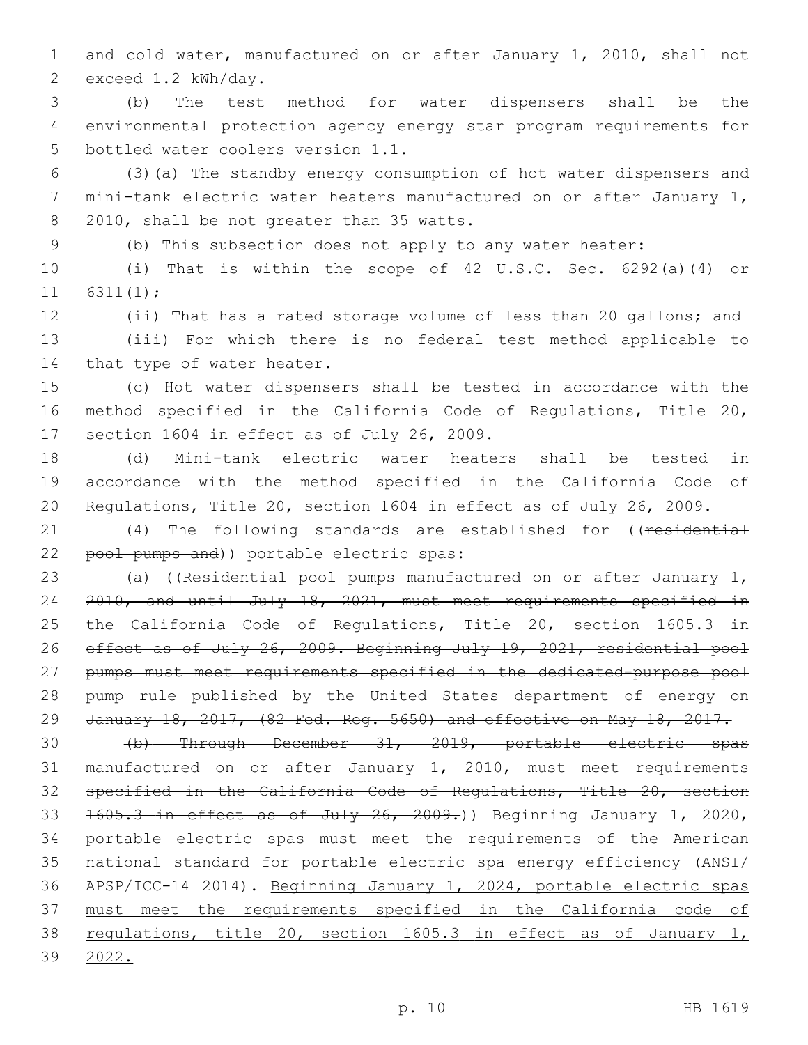and cold water, manufactured on or after January 1, 2010, shall not exceed 1.2 kWh/day.

(b) The test method for water dispensers shall be the environmental protection agency energy star program requirements for bottled water coolers version 1.1.

(3)(a) The standby energy consumption of hot water dispensers and mini-tank electric water heaters manufactured on or after January 1, 2010, shall be not greater than 35 watts.

(b) This subsection does not apply to any water heater:

(i) That is within the scope of 42 U.S.C. Sec. 6292(a)(4) or 6311(1);

(ii) That has a rated storage volume of less than 20 gallons; and

(iii) For which there is no federal test method applicable to that type of water heater.

(c) Hot water dispensers shall be tested in accordance with the method specified in the California Code of Regulations, Title 20, section 1604 in effect as of July 26, 2009.

(d) Mini-tank electric water heaters shall be tested in accordance with the method specified in the California Code of Regulations, Title 20, section 1604 in effect as of July 26, 2009.

(4) The following standards are established for ((~~residential pool pumps and~~)) portable electric spas:

(a) ((~~Residential pool pumps manufactured on or after January 1, 2010, and until July 18, 2021, must meet requirements specified in the California Code of Regulations, Title 20, section 1605.3 in effect as of July 26, 2009. Beginning July 19, 2021, residential pool pumps must meet requirements specified in the dedicated-purpose pool pump rule published by the United States department of energy on January 18, 2017, (82 Fed. Reg. 5650) and effective on May 18, 2017.~~

~~(b) Through December 31, 2019, portable electric spas manufactured on or after January 1, 2010, must meet requirements specified in the California Code of Regulations, Title 20, section 1605.3 in effect as of July 26, 2009.~~)) Beginning January 1, 2020, portable electric spas must meet the requirements of the American national standard for portable electric spa energy efficiency (ANSI/APSP/ICC-14 2014). <u>Beginning January 1, 2024, portable electric spas must meet the requirements specified in the California code of regulations, title 20, section 1605.3 in effect as of January 1, 2022.</u>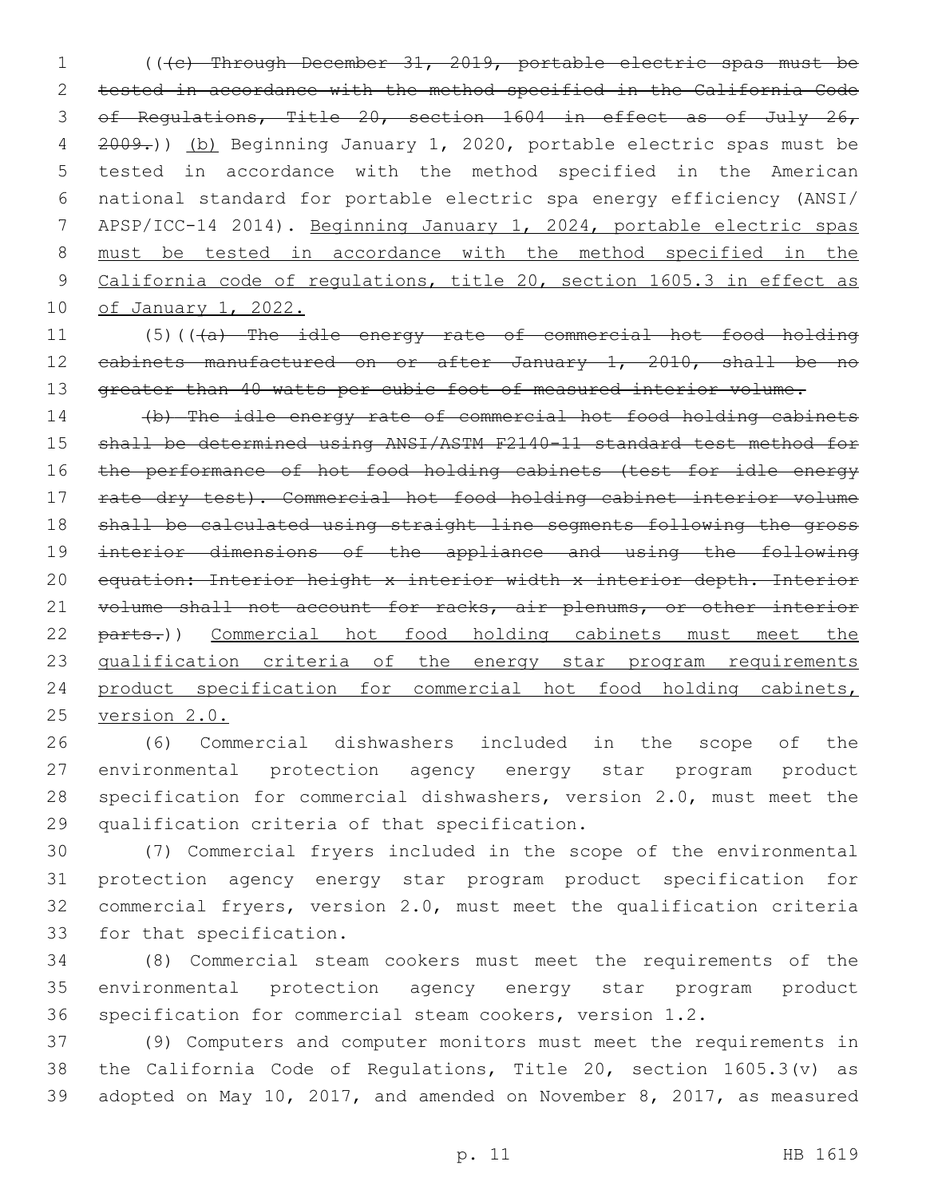((~~(c) Through December 31, 2019, portable electric spas must be tested in accordance with the method specified in the California Code of Regulations, Title 20, section 1604 in effect as of July 26, 2009.~~)) (b) Beginning January 1, 2020, portable electric spas must be tested in accordance with the method specified in the American national standard for portable electric spa energy efficiency (ANSI/APSP/ICC-14 2014). Beginning January 1, 2024, portable electric spas must be tested in accordance with the method specified in the California code of regulations, title 20, section 1605.3 in effect as of January 1, 2022.

(5)((~~(a) The idle energy rate of commercial hot food holding cabinets manufactured on or after January 1, 2010, shall be no greater than 40 watts per cubic foot of measured interior volume.~~

~~(b) The idle energy rate of commercial hot food holding cabinets shall be determined using ANSI/ASTM F2140-11 standard test method for the performance of hot food holding cabinets (test for idle energy rate dry test). Commercial hot food holding cabinet interior volume shall be calculated using straight line segments following the gross interior dimensions of the appliance and using the following equation: Interior height x interior width x interior depth. Interior volume shall not account for racks, air plenums, or other interior parts.~~)) Commercial hot food holding cabinets must meet the qualification criteria of the energy star program requirements product specification for commercial hot food holding cabinets, version 2.0.

(6) Commercial dishwashers included in the scope of the environmental protection agency energy star program product specification for commercial dishwashers, version 2.0, must meet the qualification criteria of that specification.

(7) Commercial fryers included in the scope of the environmental protection agency energy star program product specification for commercial fryers, version 2.0, must meet the qualification criteria for that specification.

(8) Commercial steam cookers must meet the requirements of the environmental protection agency energy star program product specification for commercial steam cookers, version 1.2.

(9) Computers and computer monitors must meet the requirements in the California Code of Regulations, Title 20, section 1605.3(v) as adopted on May 10, 2017, and amended on November 8, 2017, as measured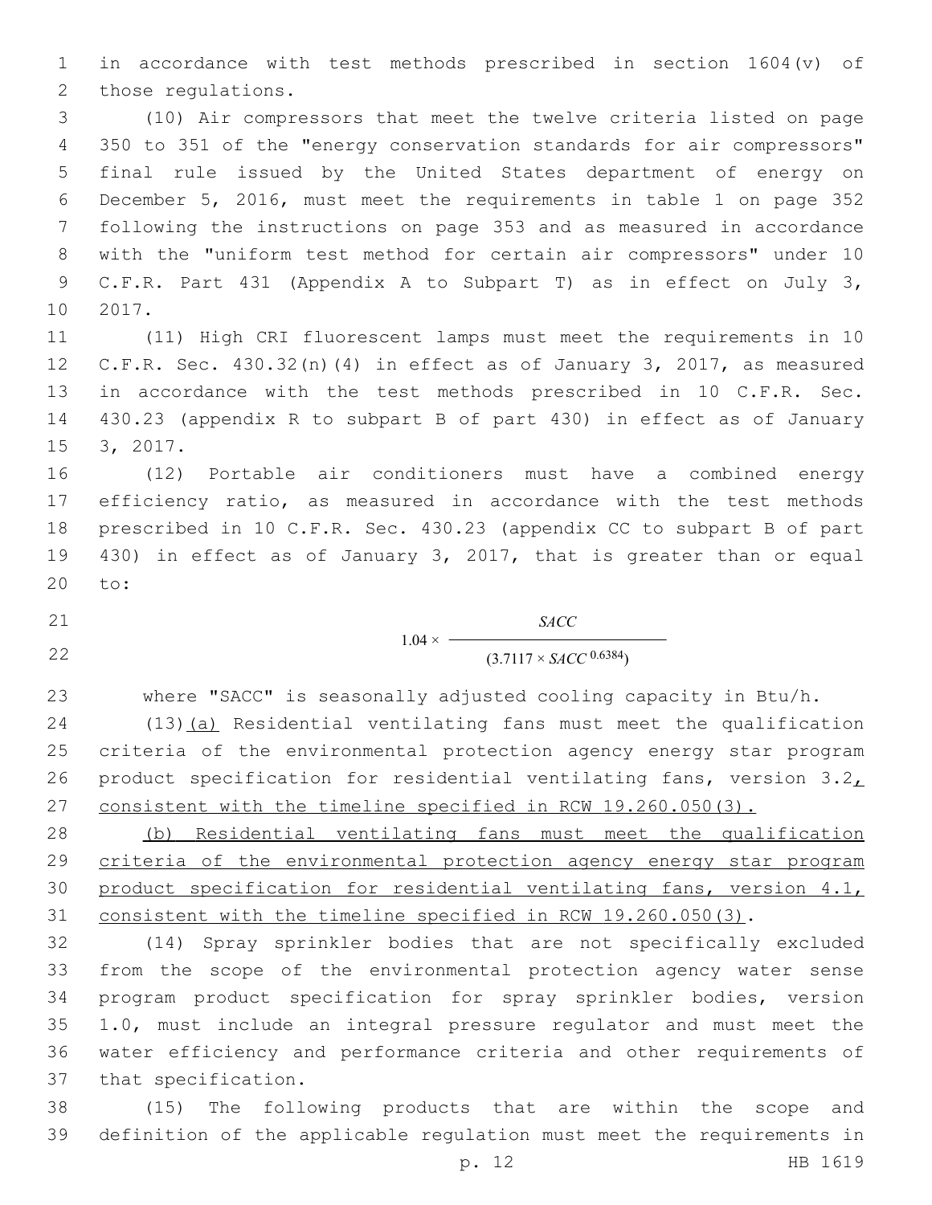in accordance with test methods prescribed in section 1604(v) of those regulations.

(10) Air compressors that meet the twelve criteria listed on page 350 to 351 of the "energy conservation standards for air compressors" final rule issued by the United States department of energy on December 5, 2016, must meet the requirements in table 1 on page 352 following the instructions on page 353 and as measured in accordance with the "uniform test method for certain air compressors" under 10 C.F.R. Part 431 (Appendix A to Subpart T) as in effect on July 3, 2017.

(11) High CRI fluorescent lamps must meet the requirements in 10 C.F.R. Sec. 430.32(n)(4) in effect as of January 3, 2017, as measured in accordance with the test methods prescribed in 10 C.F.R. Sec. 430.23 (appendix R to subpart B of part 430) in effect as of January 3, 2017.

(12) Portable air conditioners must have a combined energy efficiency ratio, as measured in accordance with the test methods prescribed in 10 C.F.R. Sec. 430.23 (appendix CC to subpart B of part 430) in effect as of January 3, 2017, that is greater than or equal to:

$$1.04 \times \frac{SACC}{(3.7117 \times SACC^{0.6384})}$$

where "SACC" is seasonally adjusted cooling capacity in Btu/h.

(13)(a) Residential ventilating fans must meet the qualification criteria of the environmental protection agency energy star program product specification for residential ventilating fans, version 3.2, consistent with the timeline specified in RCW 19.260.050(3).

(b) Residential ventilating fans must meet the qualification criteria of the environmental protection agency energy star program product specification for residential ventilating fans, version 4.1, consistent with the timeline specified in RCW 19.260.050(3).

(14) Spray sprinkler bodies that are not specifically excluded from the scope of the environmental protection agency water sense program product specification for spray sprinkler bodies, version 1.0, must include an integral pressure regulator and must meet the water efficiency and performance criteria and other requirements of that specification.

(15) The following products that are within the scope and definition of the applicable regulation must meet the requirements in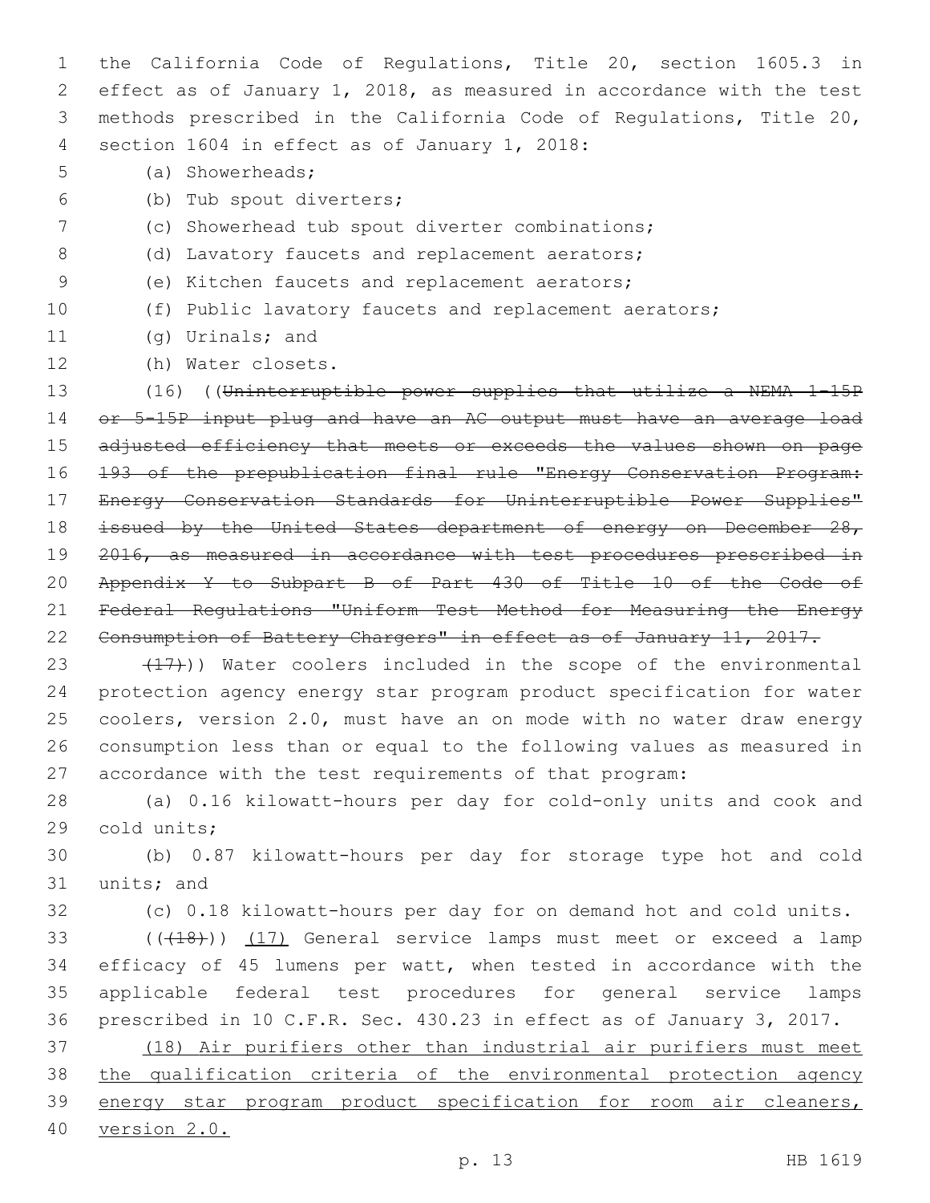the California Code of Regulations, Title 20, section 1605.3 in effect as of January 1, 2018, as measured in accordance with the test methods prescribed in the California Code of Regulations, Title 20, section 1604 in effect as of January 1, 2018:

(a) Showerheads;

(b) Tub spout diverters;

(c) Showerhead tub spout diverter combinations;

(d) Lavatory faucets and replacement aerators;

(e) Kitchen faucets and replacement aerators;

(f) Public lavatory faucets and replacement aerators;

(g) Urinals; and

(h) Water closets.

(16) ((~~Uninterruptible power supplies that utilize a NEMA 1-15P or 5-15P input plug and have an AC output must have an average load adjusted efficiency that meets or exceeds the values shown on page 193 of the prepublication final rule "Energy Conservation Program: Energy Conservation Standards for Uninterruptible Power Supplies" issued by the United States department of energy on December 28, 2016, as measured in accordance with test procedures prescribed in Appendix Y to Subpart B of Part 430 of Title 10 of the Code of Federal Regulations "Uniform Test Method for Measuring the Energy Consumption of Battery Chargers" in effect as of January 11, 2017.~~

~~(17)~~)) Water coolers included in the scope of the environmental protection agency energy star program product specification for water coolers, version 2.0, must have an on mode with no water draw energy consumption less than or equal to the following values as measured in accordance with the test requirements of that program:

(a) 0.16 kilowatt-hours per day for cold-only units and cook and cold units;

(b) 0.87 kilowatt-hours per day for storage type hot and cold units; and

(c) 0.18 kilowatt-hours per day for on demand hot and cold units.

((~~(18)~~)) <u>(17)</u> General service lamps must meet or exceed a lamp efficacy of 45 lumens per watt, when tested in accordance with the applicable federal test procedures for general service lamps prescribed in 10 C.F.R. Sec. 430.23 in effect as of January 3, 2017.

<u>(18) Air purifiers other than industrial air purifiers must meet the qualification criteria of the environmental protection agency energy star program product specification for room air cleaners, version 2.0.</u>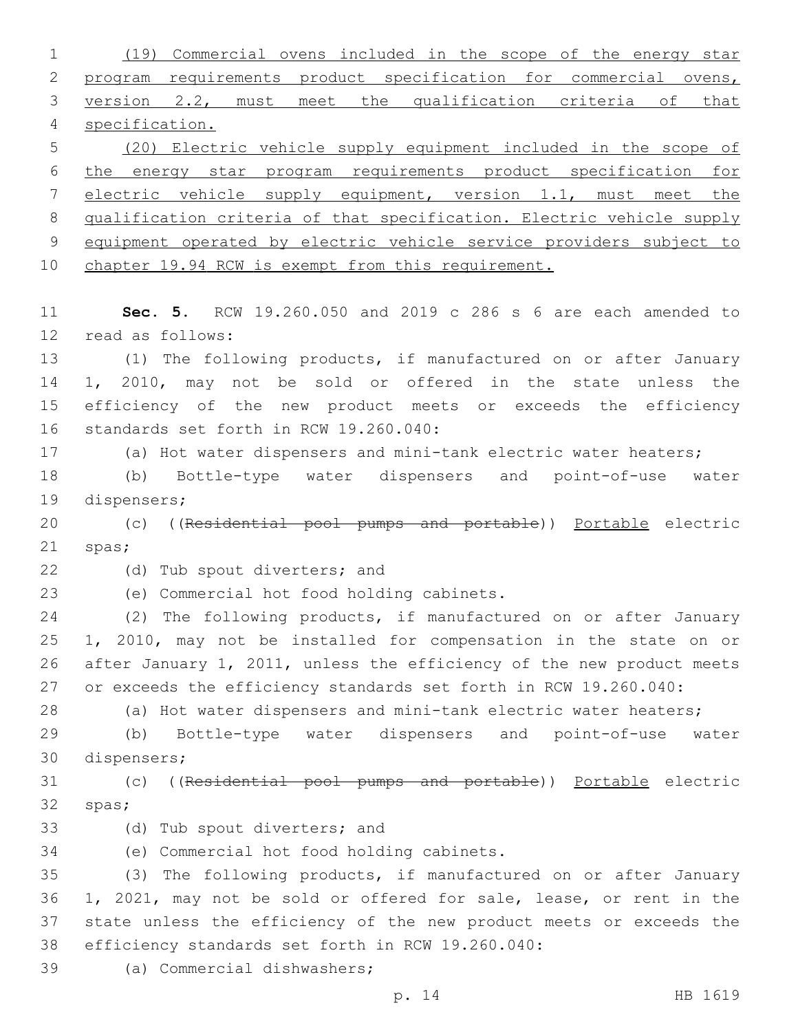(19) Commercial ovens included in the scope of the energy star program requirements product specification for commercial ovens, version 2.2, must meet the qualification criteria of that specification.

(20) Electric vehicle supply equipment included in the scope of the energy star program requirements product specification for electric vehicle supply equipment, version 1.1, must meet the qualification criteria of that specification. Electric vehicle supply equipment operated by electric vehicle service providers subject to chapter 19.94 RCW is exempt from this requirement.

**Sec. 5.** RCW 19.260.050 and 2019 c 286 s 6 are each amended to read as follows:

(1) The following products, if manufactured on or after January 1, 2010, may not be sold or offered in the state unless the efficiency of the new product meets or exceeds the efficiency standards set forth in RCW 19.260.040:

(a) Hot water dispensers and mini-tank electric water heaters;

(b) Bottle-type water dispensers and point-of-use water dispensers;

(c) ((~~Residential pool pumps and portable~~)) Portable electric spas;

(d) Tub spout diverters; and

(e) Commercial hot food holding cabinets.

(2) The following products, if manufactured on or after January 1, 2010, may not be installed for compensation in the state on or after January 1, 2011, unless the efficiency of the new product meets or exceeds the efficiency standards set forth in RCW 19.260.040:

(a) Hot water dispensers and mini-tank electric water heaters;

(b) Bottle-type water dispensers and point-of-use water dispensers;

(c) ((~~Residential pool pumps and portable~~)) Portable electric spas;

(d) Tub spout diverters; and

(e) Commercial hot food holding cabinets.

(3) The following products, if manufactured on or after January 1, 2021, may not be sold or offered for sale, lease, or rent in the state unless the efficiency of the new product meets or exceeds the efficiency standards set forth in RCW 19.260.040:

(a) Commercial dishwashers;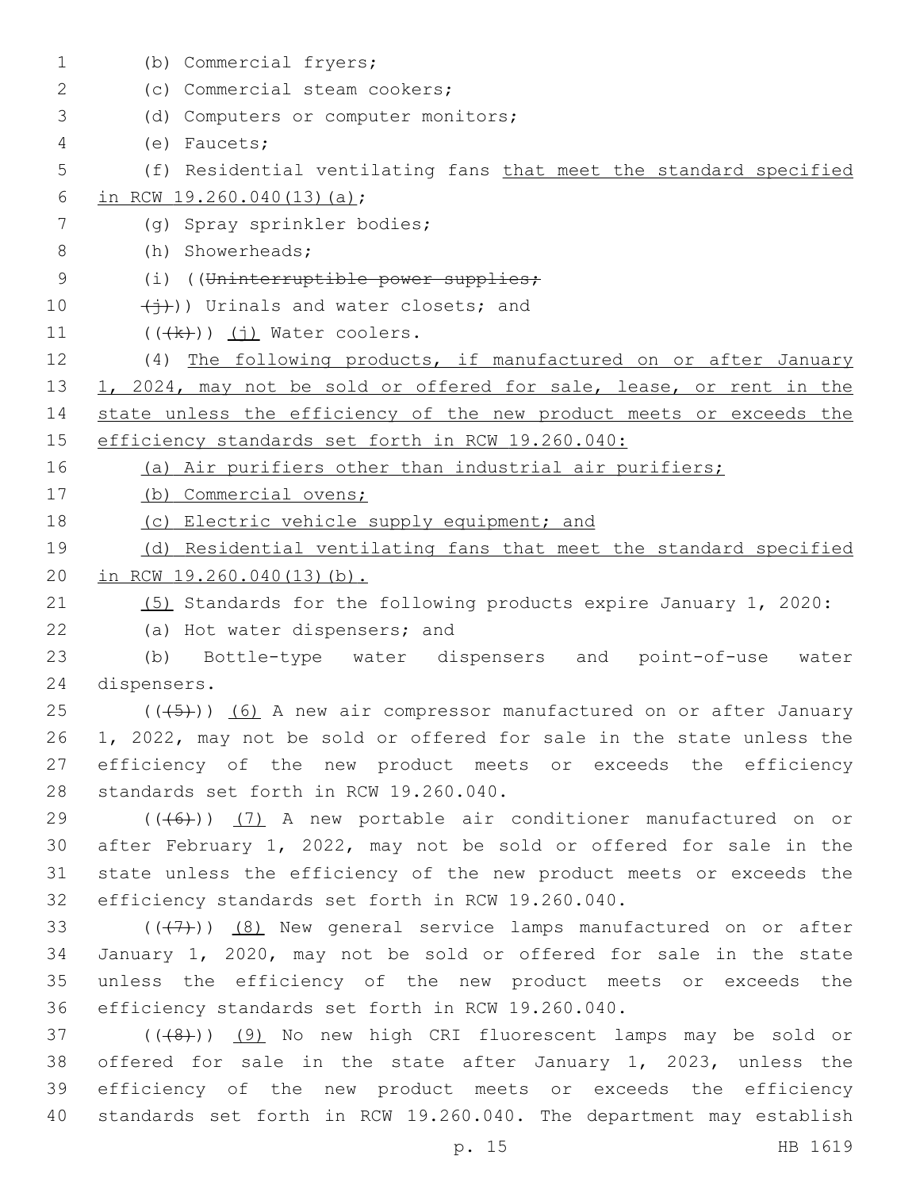(b) Commercial fryers;

(c) Commercial steam cookers;

(d) Computers or computer monitors;

(e) Faucets;

(f) Residential ventilating fans that meet the standard specified in RCW 19.260.040(13)(a);

(g) Spray sprinkler bodies;

(h) Showerheads;

(i) ((~~Uninterruptible power supplies;~~

~~(j)~~)) Urinals and water closets; and

((~~(k)~~)) (j) Water coolers.

(4) The following products, if manufactured on or after January 1, 2024, may not be sold or offered for sale, lease, or rent in the state unless the efficiency of the new product meets or exceeds the efficiency standards set forth in RCW 19.260.040:

(a) Air purifiers other than industrial air purifiers;

(b) Commercial ovens;

(c) Electric vehicle supply equipment; and

(d) Residential ventilating fans that meet the standard specified in RCW 19.260.040(13)(b).

(5) Standards for the following products expire January 1, 2020:

(a) Hot water dispensers; and

(b) Bottle-type water dispensers and point-of-use water dispensers.

((~~(5)~~)) (6) A new air compressor manufactured on or after January 1, 2022, may not be sold or offered for sale in the state unless the efficiency of the new product meets or exceeds the efficiency standards set forth in RCW 19.260.040.

((~~(6)~~)) (7) A new portable air conditioner manufactured on or after February 1, 2022, may not be sold or offered for sale in the state unless the efficiency of the new product meets or exceeds the efficiency standards set forth in RCW 19.260.040.

((~~(7)~~)) (8) New general service lamps manufactured on or after January 1, 2020, may not be sold or offered for sale in the state unless the efficiency of the new product meets or exceeds the efficiency standards set forth in RCW 19.260.040.

((~~(8)~~)) (9) No new high CRI fluorescent lamps may be sold or offered for sale in the state after January 1, 2023, unless the efficiency of the new product meets or exceeds the efficiency standards set forth in RCW 19.260.040. The department may establish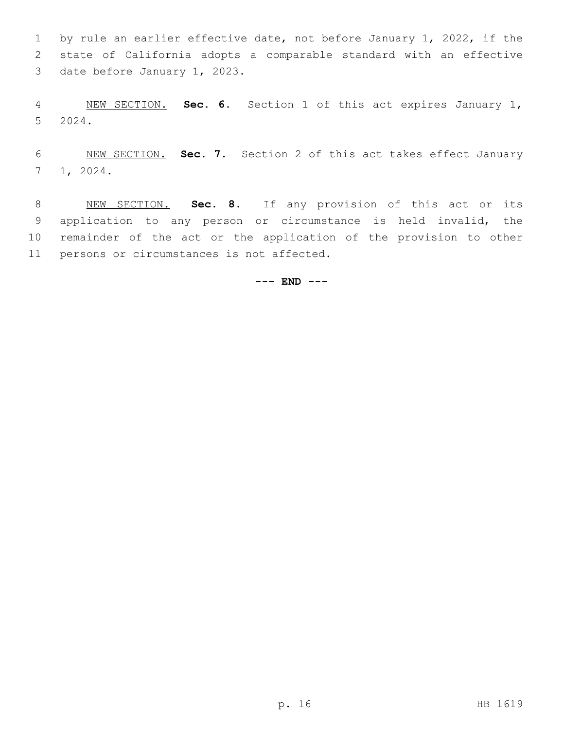by rule an earlier effective date, not before January 1, 2022, if the state of California adopts a comparable standard with an effective date before January 1, 2023.

NEW SECTION. **Sec. 6.** Section 1 of this act expires January 1, 2024.

NEW SECTION. **Sec. 7.** Section 2 of this act takes effect January 1, 2024.

NEW SECTION. **Sec. 8.** If any provision of this act or its application to any person or circumstance is held invalid, the remainder of the act or the application of the provision to other persons or circumstances is not affected.

**--- END ---**